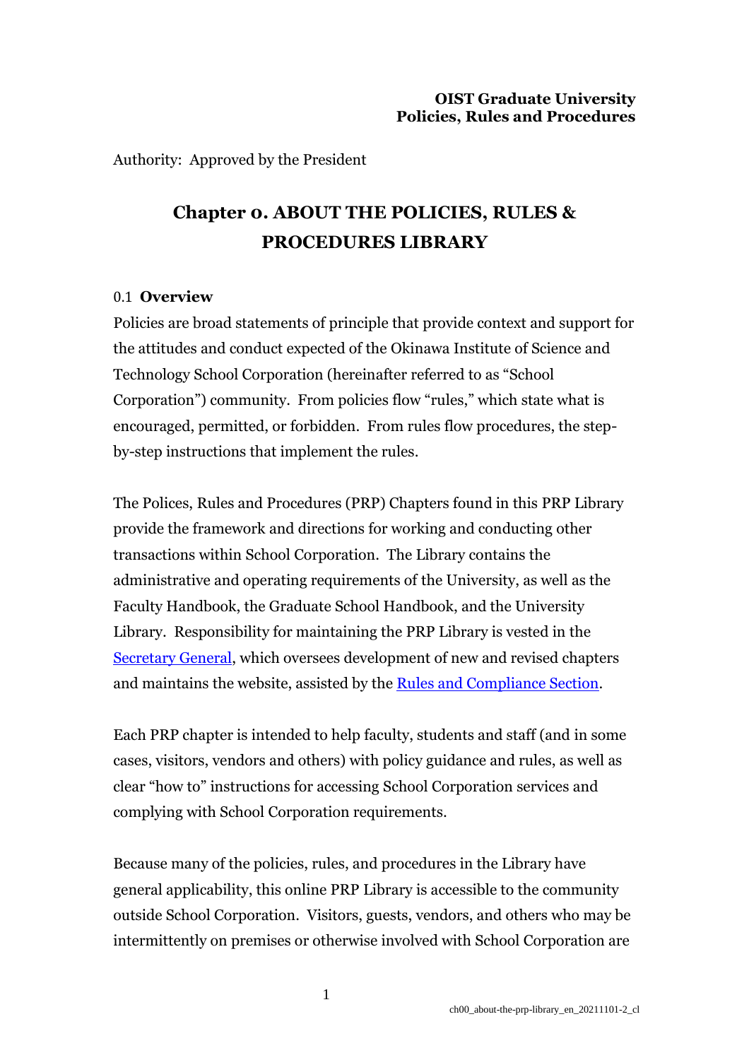**OIST Graduate University**
**Policies, Rules and Procedures**

Authority: Approved by the President

# Chapter 0. ABOUT THE POLICIES, RULES & PROCEDURES LIBRARY

## 0.1 Overview

Policies are broad statements of principle that provide context and support for the attitudes and conduct expected of the Okinawa Institute of Science and Technology School Corporation (hereinafter referred to as "School Corporation") community. From policies flow "rules," which state what is encouraged, permitted, or forbidden. From rules flow procedures, the step-by-step instructions that implement the rules.

The Polices, Rules and Procedures (PRP) Chapters found in this PRP Library provide the framework and directions for working and conducting other transactions within School Corporation. The Library contains the administrative and operating requirements of the University, as well as the Faculty Handbook, the Graduate School Handbook, and the University Library. Responsibility for maintaining the PRP Library is vested in the Secretary General, which oversees development of new and revised chapters and maintains the website, assisted by the Rules and Compliance Section.

Each PRP chapter is intended to help faculty, students and staff (and in some cases, visitors, vendors and others) with policy guidance and rules, as well as clear "how to" instructions for accessing School Corporation services and complying with School Corporation requirements.

Because many of the policies, rules, and procedures in the Library have general applicability, this online PRP Library is accessible to the community outside School Corporation. Visitors, guests, vendors, and others who may be intermittently on premises or otherwise involved with School Corporation are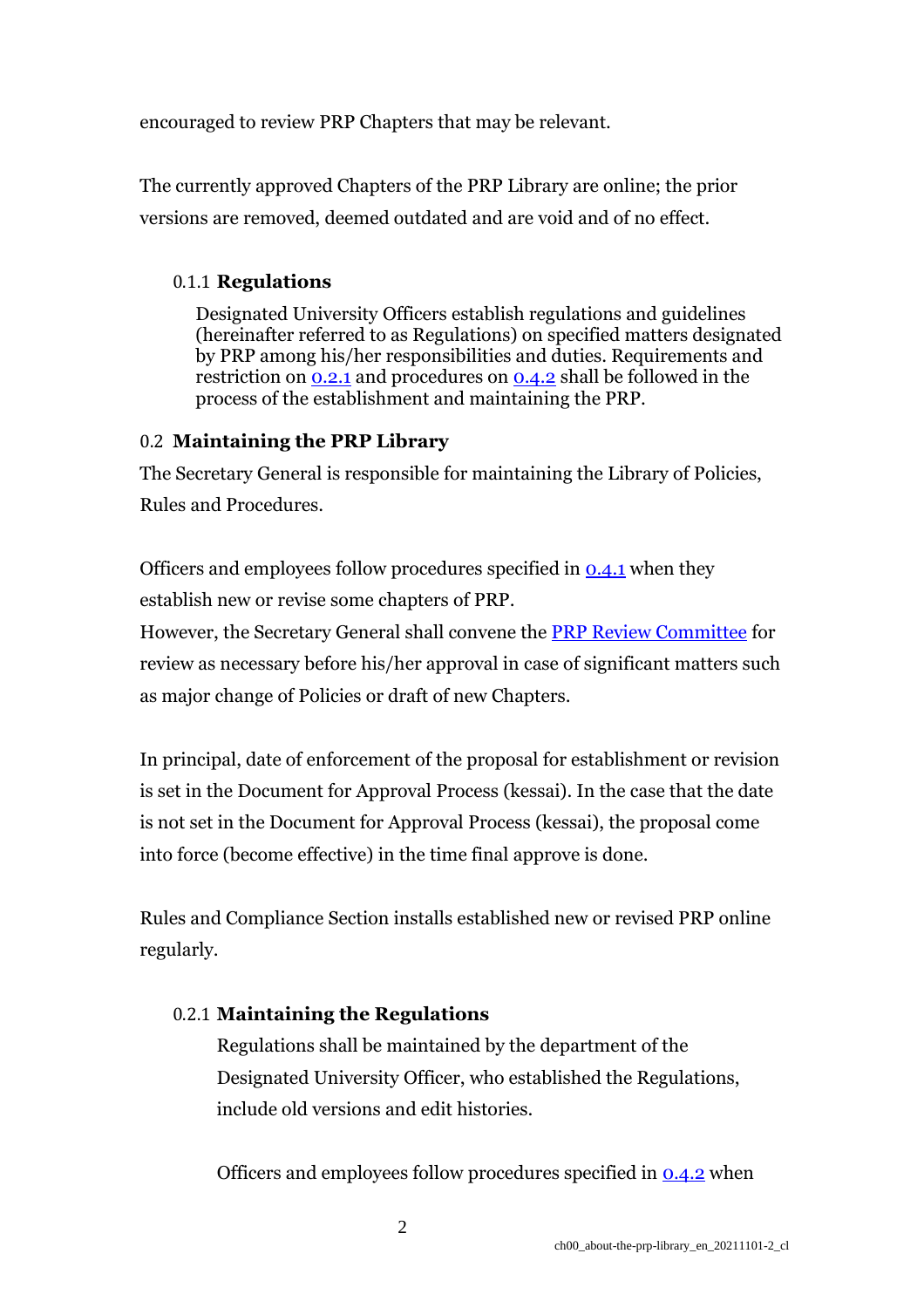encouraged to review PRP Chapters that may be relevant.

The currently approved Chapters of the PRP Library are online; the prior versions are removed, deemed outdated and are void and of no effect.

#### 0.1.1 **Regulations**

Designated University Officers establish regulations and guidelines (hereinafter referred to as Regulations) on specified matters designated by PRP among his/her responsibilities and duties. Requirements and restriction on [0.2.1] and procedures on [0.4.2] shall be followed in the process of the establishment and maintaining the PRP.

### 0.2 **Maintaining the PRP Library**

The Secretary General is responsible for maintaining the Library of Policies, Rules and Procedures.

Officers and employees follow procedures specified in [0.4.1] when they establish new or revise some chapters of PRP.
However, the Secretary General shall convene the PRP Review Committee for review as necessary before his/her approval in case of significant matters such as major change of Policies or draft of new Chapters.

In principal, date of enforcement of the proposal for establishment or revision is set in the Document for Approval Process (kessai). In the case that the date is not set in the Document for Approval Process (kessai), the proposal come into force (become effective) in the time final approve is done.

Rules and Compliance Section installs established new or revised PRP online regularly.

#### 0.2.1 **Maintaining the Regulations**

Regulations shall be maintained by the department of the Designated University Officer, who established the Regulations, include old versions and edit histories.

Officers and employees follow procedures specified in [0.4.2] when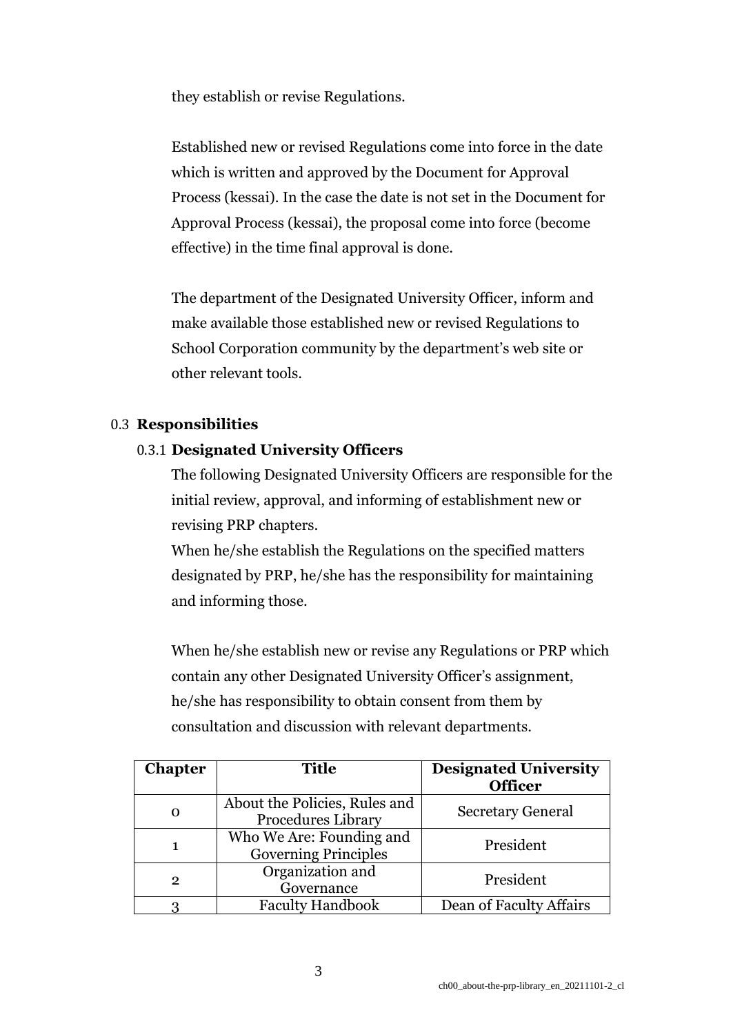they establish or revise Regulations.

Established new or revised Regulations come into force in the date which is written and approved by the Document for Approval Process (kessai). In the case the date is not set in the Document for Approval Process (kessai), the proposal come into force (become effective) in the time final approval is done.

The department of the Designated University Officer, inform and make available those established new or revised Regulations to School Corporation community by the department's web site or other relevant tools.

## 0.3 **Responsibilities**

### 0.3.1 **Designated University Officers**

The following Designated University Officers are responsible for the initial review, approval, and informing of establishment new or revising PRP chapters.
When he/she establish the Regulations on the specified matters designated by PRP, he/she has the responsibility for maintaining and informing those.

When he/she establish new or revise any Regulations or PRP which contain any other Designated University Officer's assignment, he/she has responsibility to obtain consent from them by consultation and discussion with relevant departments.

| Chapter | Title | Designated University Officer |
|---|---|---|
| 0 | About the Policies, Rules and Procedures Library | Secretary General |
| 1 | Who We Are: Founding and Governing Principles | President |
| 2 | Organization and Governance | President |
| 3 | Faculty Handbook | Dean of Faculty Affairs |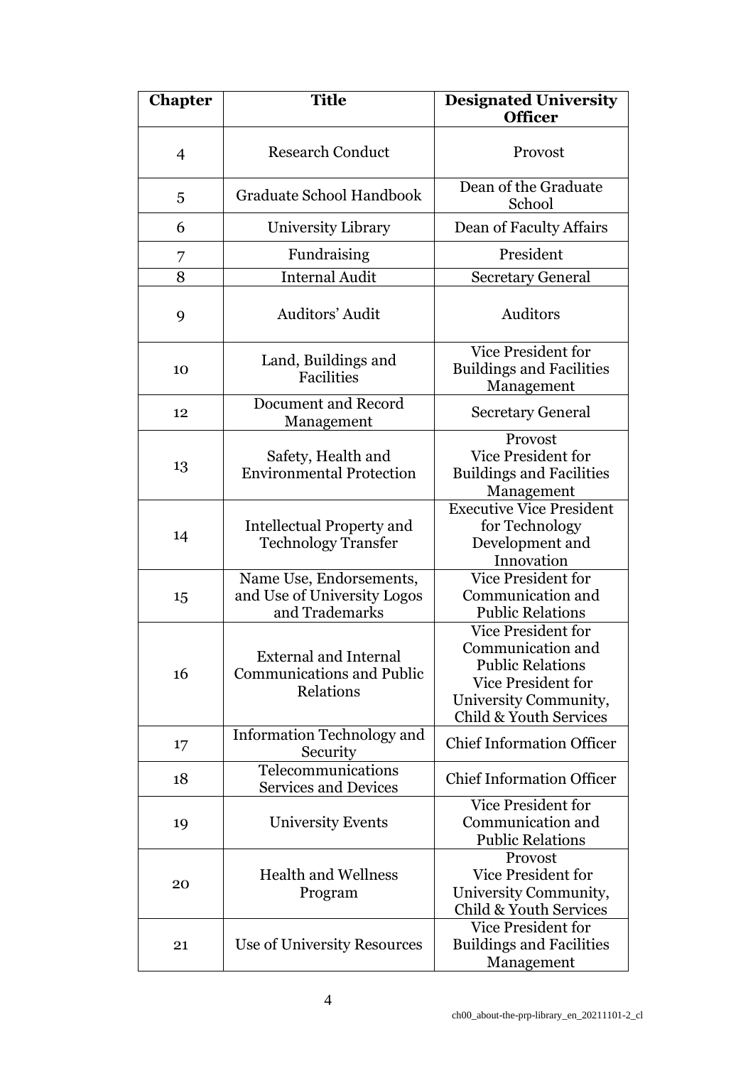| Chapter | Title | Designated University Officer |
| --- | --- | --- |
| 4 | Research Conduct | Provost |
| 5 | Graduate School Handbook | Dean of the Graduate School |
| 6 | University Library | Dean of Faculty Affairs |
| 7 | Fundraising | President |
| 8 | Internal Audit | Secretary General |
| 9 | Auditors' Audit | Auditors |
| 10 | Land, Buildings and Facilities | Vice President for Buildings and Facilities Management |
| 12 | Document and Record Management | Secretary General |
| 13 | Safety, Health and Environmental Protection | Provost<br>Vice President for Buildings and Facilities Management |
| 14 | Intellectual Property and Technology Transfer | Executive Vice President for Technology Development and Innovation |
| 15 | Name Use, Endorsements, and Use of University Logos and Trademarks | Vice President for Communication and Public Relations |
| 16 | External and Internal Communications and Public Relations | Vice President for Communication and Public Relations<br>Vice President for University Community, Child & Youth Services |
| 17 | Information Technology and Security | Chief Information Officer |
| 18 | Telecommunications Services and Devices | Chief Information Officer |
| 19 | University Events | Vice President for Communication and Public Relations |
| 20 | Health and Wellness Program | Provost<br>Vice President for University Community, Child & Youth Services |
| 21 | Use of University Resources | Vice President for Buildings and Facilities Management |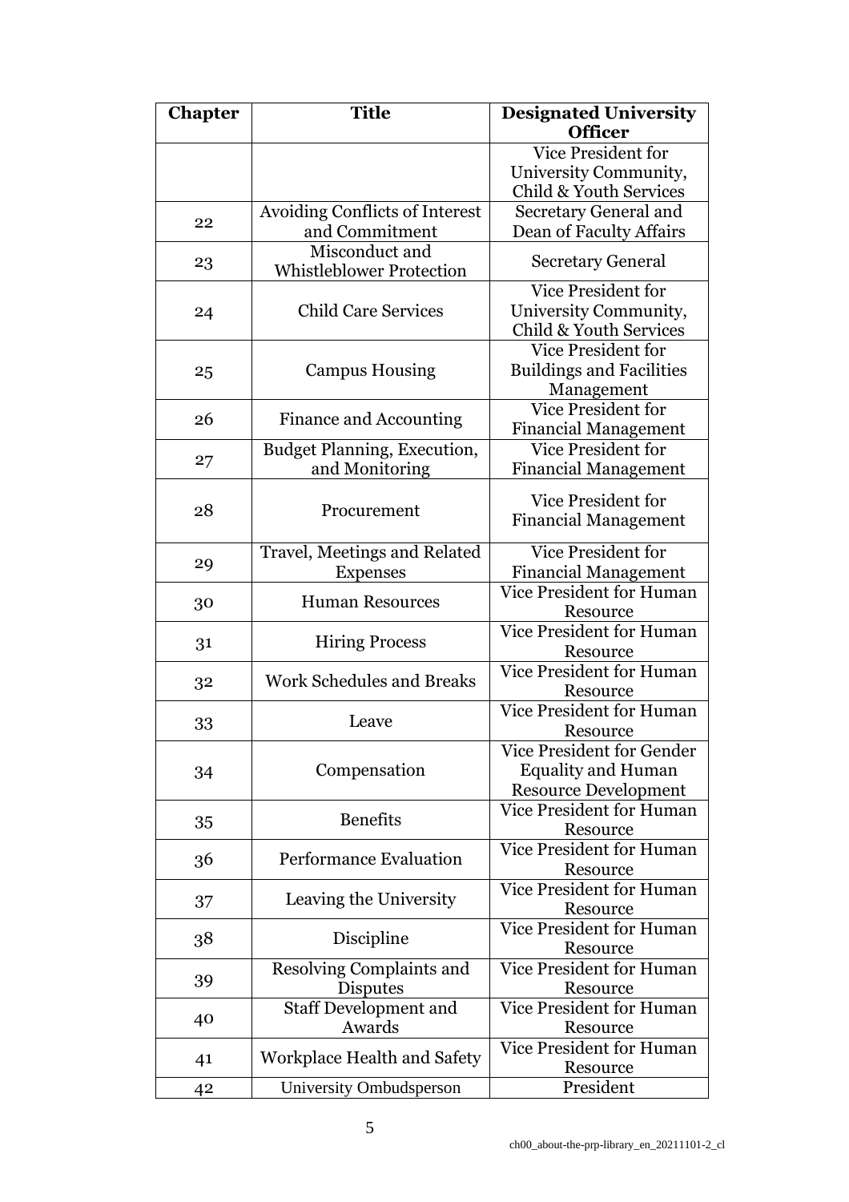| Chapter | Title | Designated University Officer |
|---|---|---|
| | | Vice President for University Community, Child & Youth Services |
| 22 | Avoiding Conflicts of Interest and Commitment | Secretary General and Dean of Faculty Affairs |
| 23 | Misconduct and Whistleblower Protection | Secretary General |
| 24 | Child Care Services | Vice President for University Community, Child & Youth Services |
| 25 | Campus Housing | Vice President for Buildings and Facilities Management |
| 26 | Finance and Accounting | Vice President for Financial Management |
| 27 | Budget Planning, Execution, and Monitoring | Vice President for Financial Management |
| 28 | Procurement | Vice President for Financial Management |
| 29 | Travel, Meetings and Related Expenses | Vice President for Financial Management |
| 30 | Human Resources | Vice President for Human Resource |
| 31 | Hiring Process | Vice President for Human Resource |
| 32 | Work Schedules and Breaks | Vice President for Human Resource |
| 33 | Leave | Vice President for Human Resource |
| 34 | Compensation | Vice President for Gender Equality and Human Resource Development |
| 35 | Benefits | Vice President for Human Resource |
| 36 | Performance Evaluation | Vice President for Human Resource |
| 37 | Leaving the University | Vice President for Human Resource |
| 38 | Discipline | Vice President for Human Resource |
| 39 | Resolving Complaints and Disputes | Vice President for Human Resource |
| 40 | Staff Development and Awards | Vice President for Human Resource |
| 41 | Workplace Health and Safety | Vice President for Human Resource |
| 42 | University Ombudsperson | President |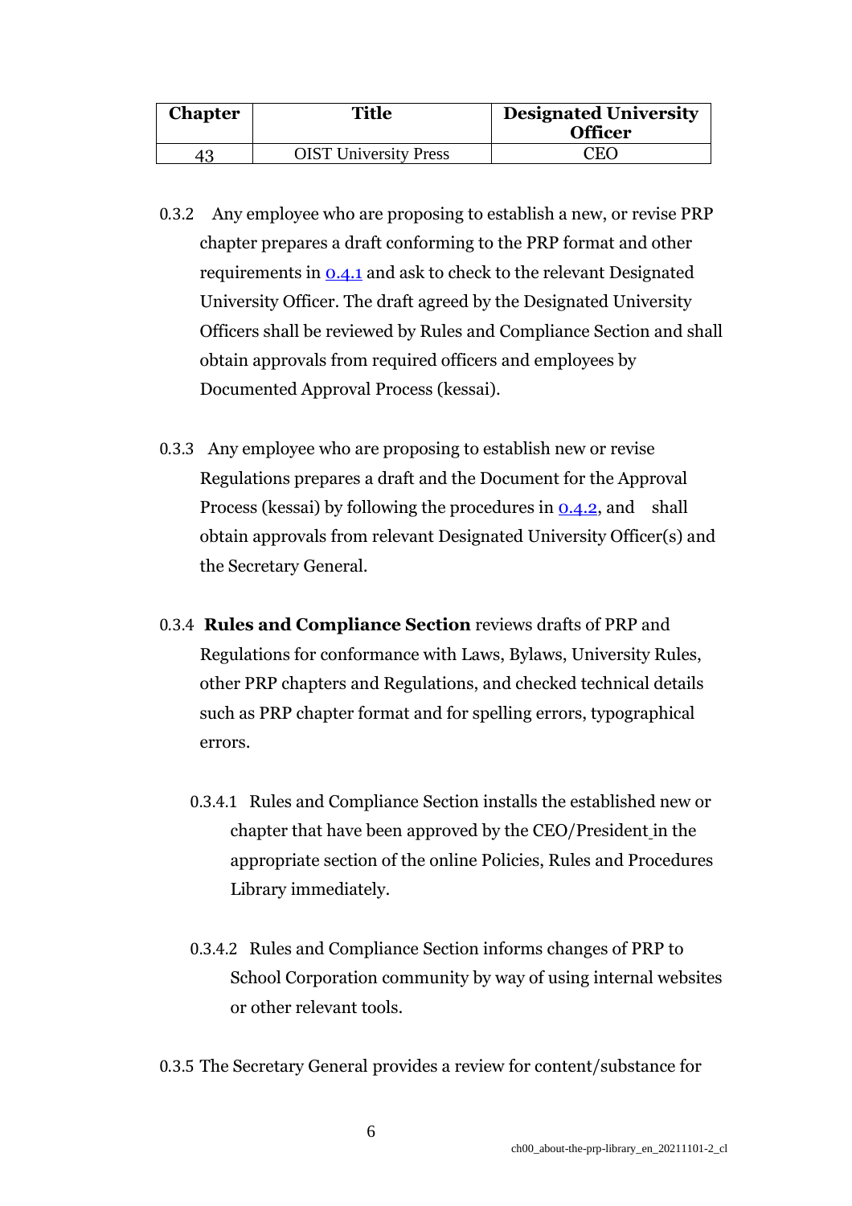| Chapter | Title | Designated University Officer |
|---|---|---|
| 43 | OIST University Press | CEO |

0.3.2 Any employee who are proposing to establish a new, or revise PRP chapter prepares a draft conforming to the PRP format and other requirements in [0.4.1] and ask to check to the relevant Designated University Officer. The draft agreed by the Designated University Officers shall be reviewed by Rules and Compliance Section and shall obtain approvals from required officers and employees by Documented Approval Process (kessai).

0.3.3 Any employee who are proposing to establish new or revise Regulations prepares a draft and the Document for the Approval Process (kessai) by following the procedures in [0.4.2], and shall obtain approvals from relevant Designated University Officer(s) and the Secretary General.

0.3.4 **Rules and Compliance Section** reviews drafts of PRP and Regulations for conformance with Laws, Bylaws, University Rules, other PRP chapters and Regulations, and checked technical details such as PRP chapter format and for spelling errors, typographical errors.

0.3.4.1 Rules and Compliance Section installs the established new or chapter that have been approved by the CEO/President in the appropriate section of the online Policies, Rules and Procedures Library immediately.

0.3.4.2 Rules and Compliance Section informs changes of PRP to School Corporation community by way of using internal websites or other relevant tools.

0.3.5 The Secretary General provides a review for content/substance for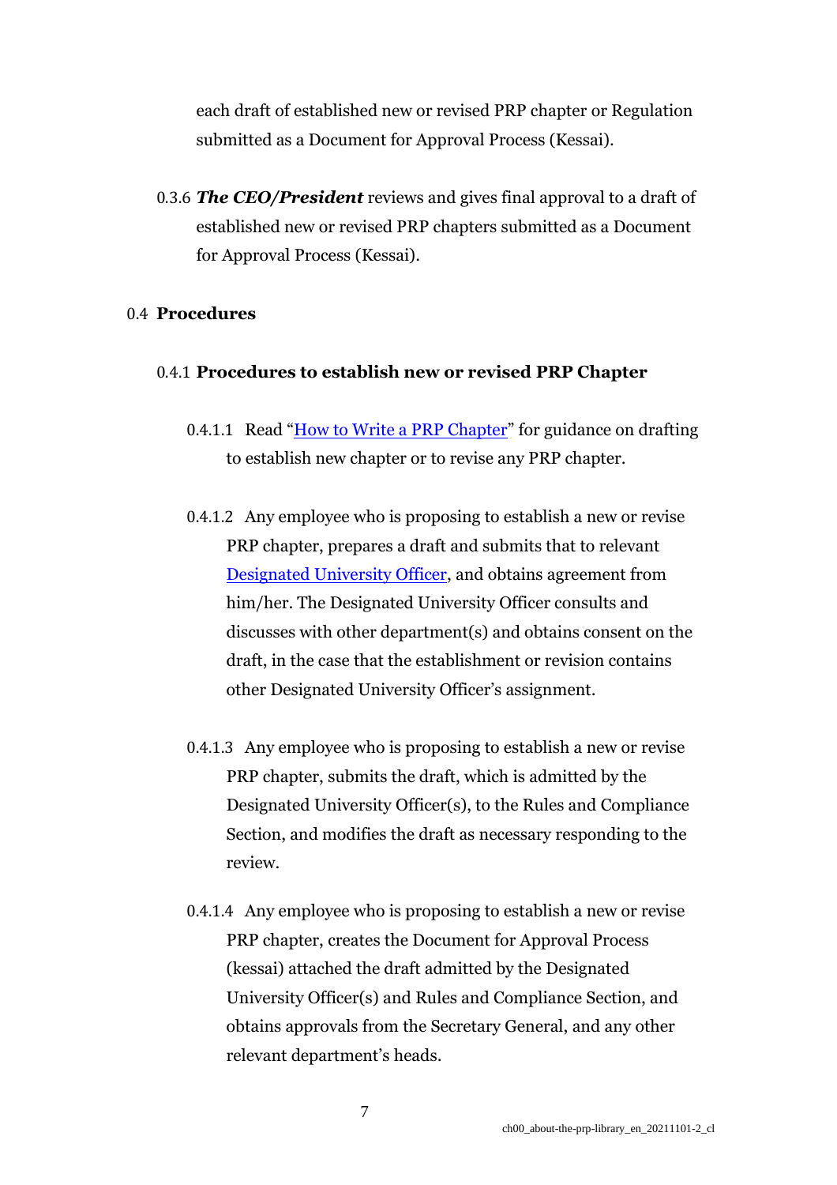each draft of established new or revised PRP chapter or Regulation submitted as a Document for Approval Process (Kessai).

0.3.6 ***The CEO/President*** reviews and gives final approval to a draft of established new or revised PRP chapters submitted as a Document for Approval Process (Kessai).

## 0.4 Procedures

### 0.4.1 Procedures to establish new or revised PRP Chapter

0.4.1.1 Read "How to Write a PRP Chapter" for guidance on drafting to establish new chapter or to revise any PRP chapter.

0.4.1.2 Any employee who is proposing to establish a new or revise PRP chapter, prepares a draft and submits that to relevant Designated University Officer, and obtains agreement from him/her. The Designated University Officer consults and discusses with other department(s) and obtains consent on the draft, in the case that the establishment or revision contains other Designated University Officer's assignment.

0.4.1.3 Any employee who is proposing to establish a new or revise PRP chapter, submits the draft, which is admitted by the Designated University Officer(s), to the Rules and Compliance Section, and modifies the draft as necessary responding to the review.

0.4.1.4 Any employee who is proposing to establish a new or revise PRP chapter, creates the Document for Approval Process (kessai) attached the draft admitted by the Designated University Officer(s) and Rules and Compliance Section, and obtains approvals from the Secretary General, and any other relevant department's heads.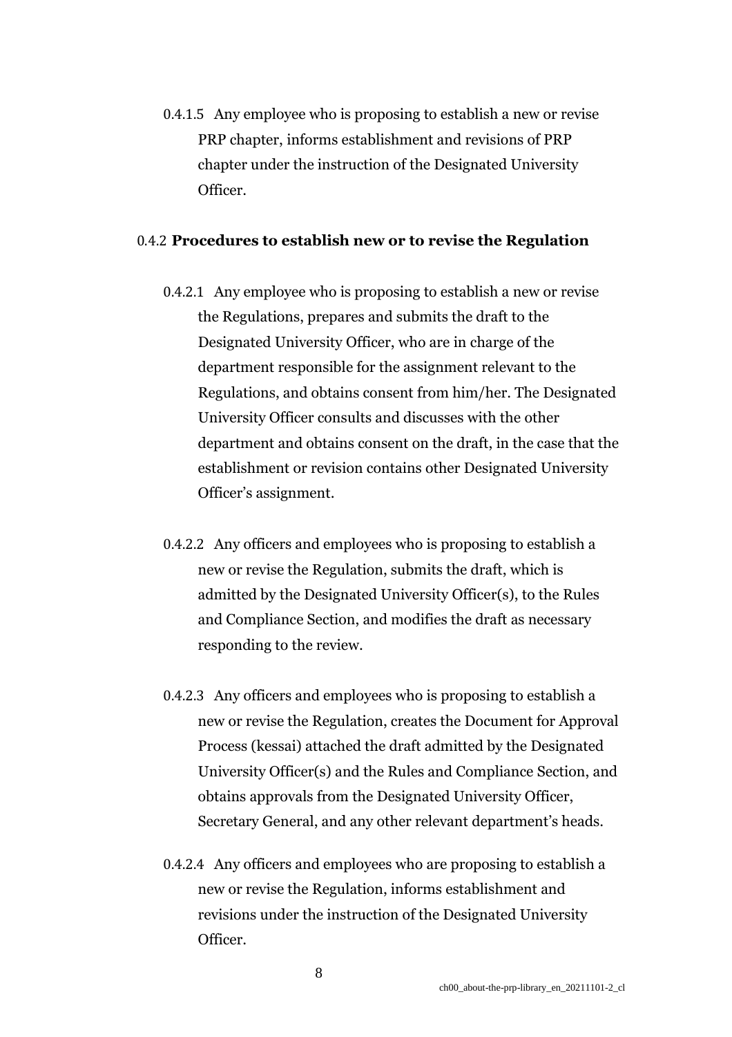0.4.1.5 Any employee who is proposing to establish a new or revise PRP chapter, informs establishment and revisions of PRP chapter under the instruction of the Designated University Officer.

### 0.4.2 **Procedures to establish new or to revise the Regulation**

0.4.2.1 Any employee who is proposing to establish a new or revise the Regulations, prepares and submits the draft to the Designated University Officer, who are in charge of the department responsible for the assignment relevant to the Regulations, and obtains consent from him/her. The Designated University Officer consults and discusses with the other department and obtains consent on the draft, in the case that the establishment or revision contains other Designated University Officer's assignment.

0.4.2.2 Any officers and employees who is proposing to establish a new or revise the Regulation, submits the draft, which is admitted by the Designated University Officer(s), to the Rules and Compliance Section, and modifies the draft as necessary responding to the review.

0.4.2.3 Any officers and employees who is proposing to establish a new or revise the Regulation, creates the Document for Approval Process (kessai) attached the draft admitted by the Designated University Officer(s) and the Rules and Compliance Section, and obtains approvals from the Designated University Officer, Secretary General, and any other relevant department's heads.

0.4.2.4 Any officers and employees who are proposing to establish a new or revise the Regulation, informs establishment and revisions under the instruction of the Designated University Officer.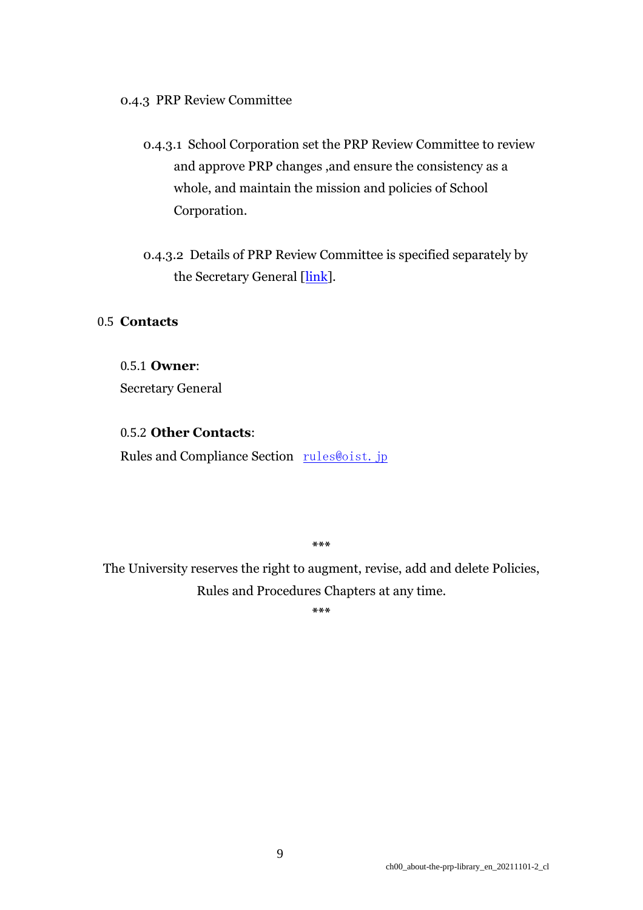### 0.4.3 PRP Review Committee

0.4.3.1 School Corporation set the PRP Review Committee to review and approve PRP changes ,and ensure the consistency as a whole, and maintain the mission and policies of School Corporation.

0.4.3.2 Details of PRP Review Committee is specified separately by the Secretary General [link].

## 0.5 **Contacts**

### 0.5.1 **Owner**:

Secretary General

### 0.5.2 **Other Contacts**:

Rules and Compliance Section rules@oist.jp

\*\*\*

The University reserves the right to augment, revise, add and delete Policies, Rules and Procedures Chapters at any time.

\*\*\*